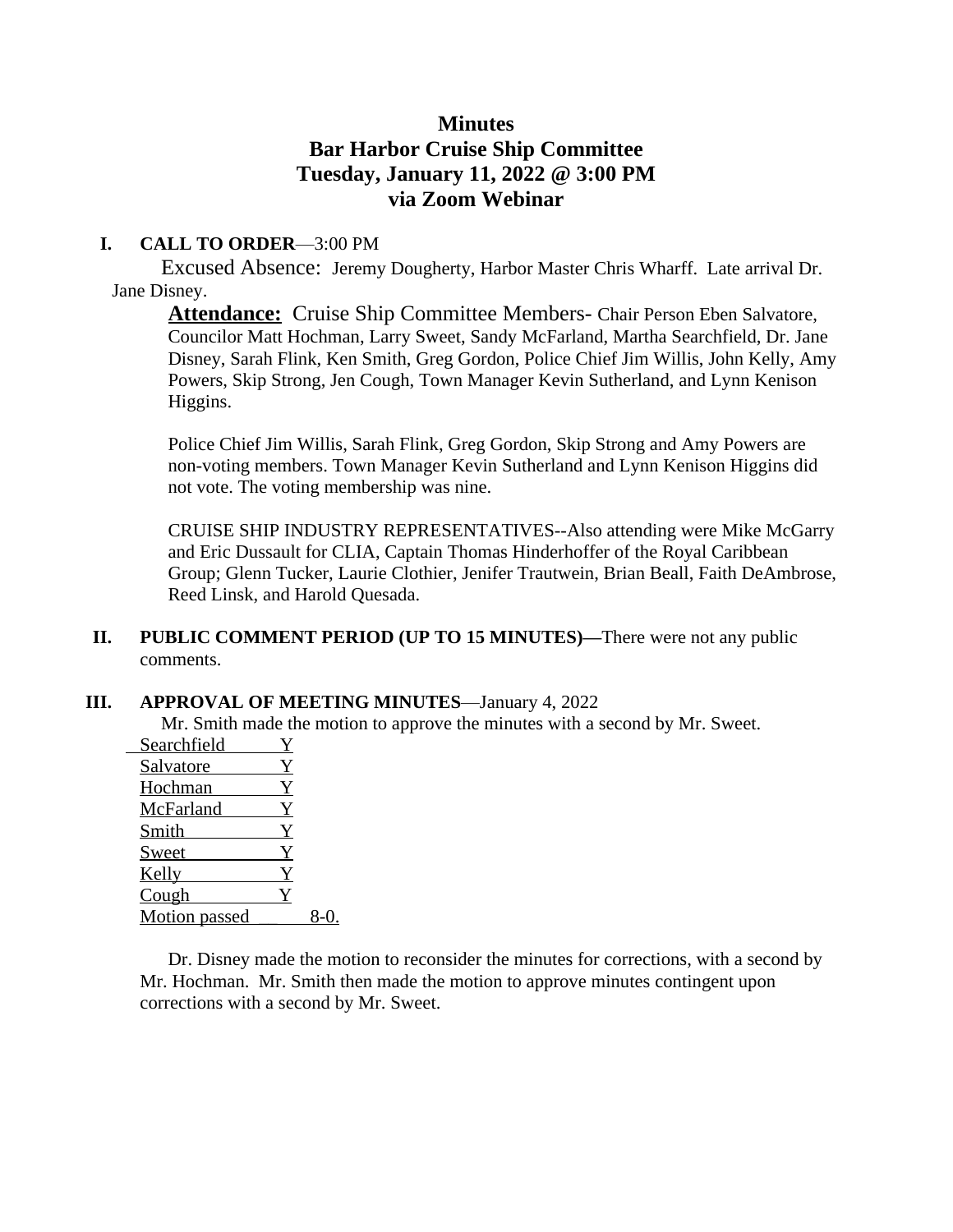# Minutes
# Bar Harbor Cruise Ship Committee
# Tuesday, January 11, 2022 @ 3:00 PM
# via Zoom Webinar

**I. CALL TO ORDER**—3:00 PM

Excused Absence: Jeremy Dougherty, Harbor Master Chris Wharff. Late arrival Dr. Jane Disney.

**Attendance:** Cruise Ship Committee Members- Chair Person Eben Salvatore, Councilor Matt Hochman, Larry Sweet, Sandy McFarland, Martha Searchfield, Dr. Jane Disney, Sarah Flink, Ken Smith, Greg Gordon, Police Chief Jim Willis, John Kelly, Amy Powers, Skip Strong, Jen Cough, Town Manager Kevin Sutherland, and Lynn Kenison Higgins.

Police Chief Jim Willis, Sarah Flink, Greg Gordon, Skip Strong and Amy Powers are non-voting members. Town Manager Kevin Sutherland and Lynn Kenison Higgins did not vote. The voting membership was nine.

CRUISE SHIP INDUSTRY REPRESENTATIVES--Also attending were Mike McGarry and Eric Dussault for CLIA, Captain Thomas Hinderhoffer of the Royal Caribbean Group; Glenn Tucker, Laurie Clothier, Jenifer Trautwein, Brian Beall, Faith DeAmbrose, Reed Linsk, and Harold Quesada.

**II. PUBLIC COMMENT PERIOD (UP TO 15 MINUTES)—**There were not any public comments.

**III. APPROVAL OF MEETING MINUTES**—January 4, 2022

Mr. Smith made the motion to approve the minutes with a second by Mr. Sweet.

| | |
|---|---|
| Searchfield | Y |
| Salvatore | Y |
| Hochman | Y |
| McFarland | Y |
| Smith | Y |
| Sweet | Y |
| Kelly | Y |
| Cough | Y |
| Motion passed | 8-0. |

Dr. Disney made the motion to reconsider the minutes for corrections, with a second by Mr. Hochman. Mr. Smith then made the motion to approve minutes contingent upon corrections with a second by Mr. Sweet.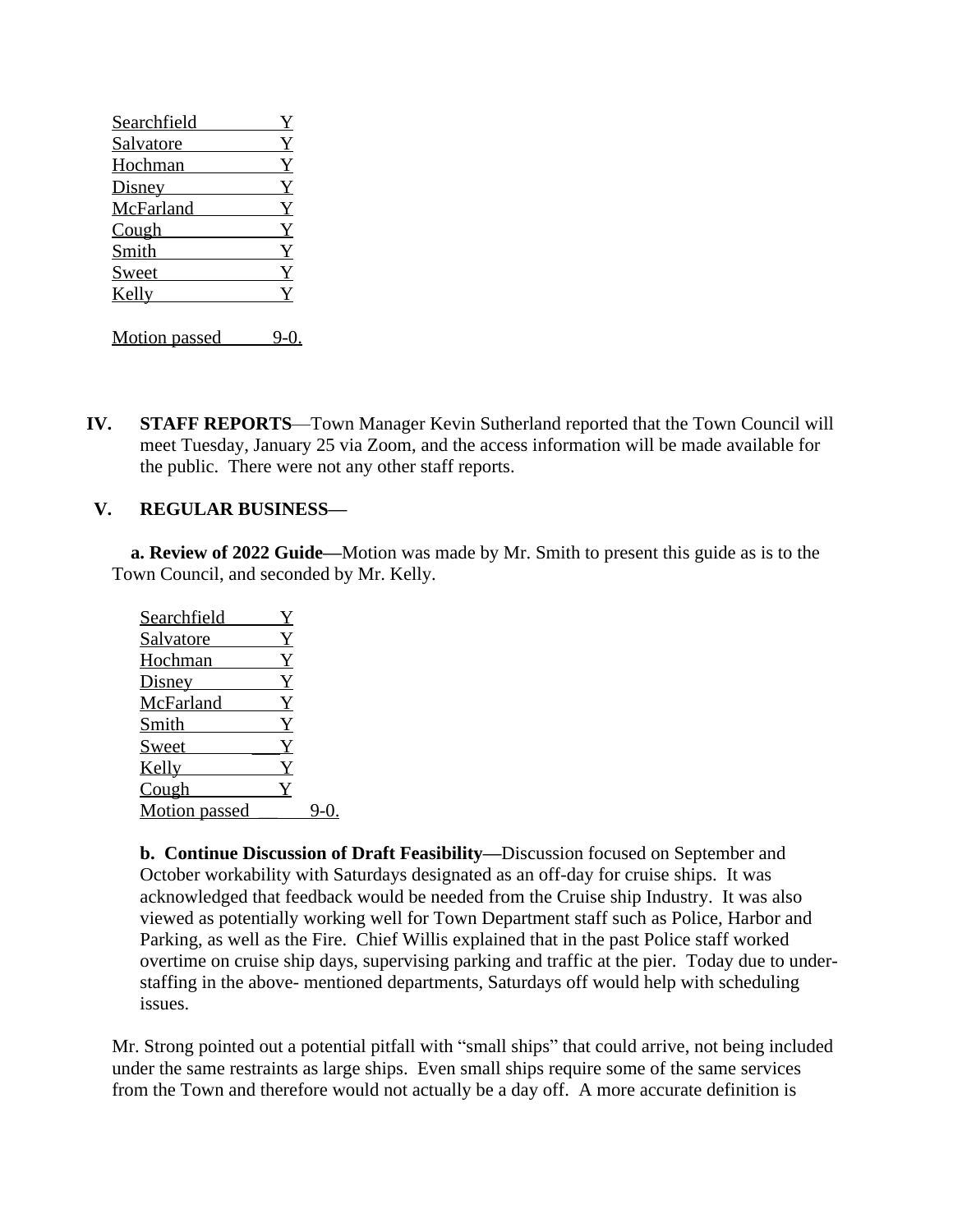| | |
|---|---|
| Searchfield | Y |
| Salvatore | Y |
| Hochman | Y |
| Disney | Y |
| McFarland | Y |
| Cough | Y |
| Smith | Y |
| Sweet | Y |
| Kelly | Y |

Motion passed 9-0.

**IV. STAFF REPORTS**—Town Manager Kevin Sutherland reported that the Town Council will meet Tuesday, January 25 via Zoom, and the access information will be made available for the public. There were not any other staff reports.

**V. REGULAR BUSINESS—**

**a. Review of 2022 Guide—**Motion was made by Mr. Smith to present this guide as is to the Town Council, and seconded by Mr. Kelly.

| | |
|---|---|
| Searchfield | Y |
| Salvatore | Y |
| Hochman | Y |
| Disney | Y |
| McFarland | Y |
| Smith | Y |
| Sweet | Y |
| Kelly | Y |
| Cough | Y |

Motion passed 9-0.

**b. Continue Discussion of Draft Feasibility—**Discussion focused on September and October workability with Saturdays designated as an off-day for cruise ships. It was acknowledged that feedback would be needed from the Cruise ship Industry. It was also viewed as potentially working well for Town Department staff such as Police, Harbor and Parking, as well as the Fire. Chief Willis explained that in the past Police staff worked overtime on cruise ship days, supervising parking and traffic at the pier. Today due to under-staffing in the above- mentioned departments, Saturdays off would help with scheduling issues.

Mr. Strong pointed out a potential pitfall with "small ships" that could arrive, not being included under the same restraints as large ships. Even small ships require some of the same services from the Town and therefore would not actually be a day off. A more accurate definition is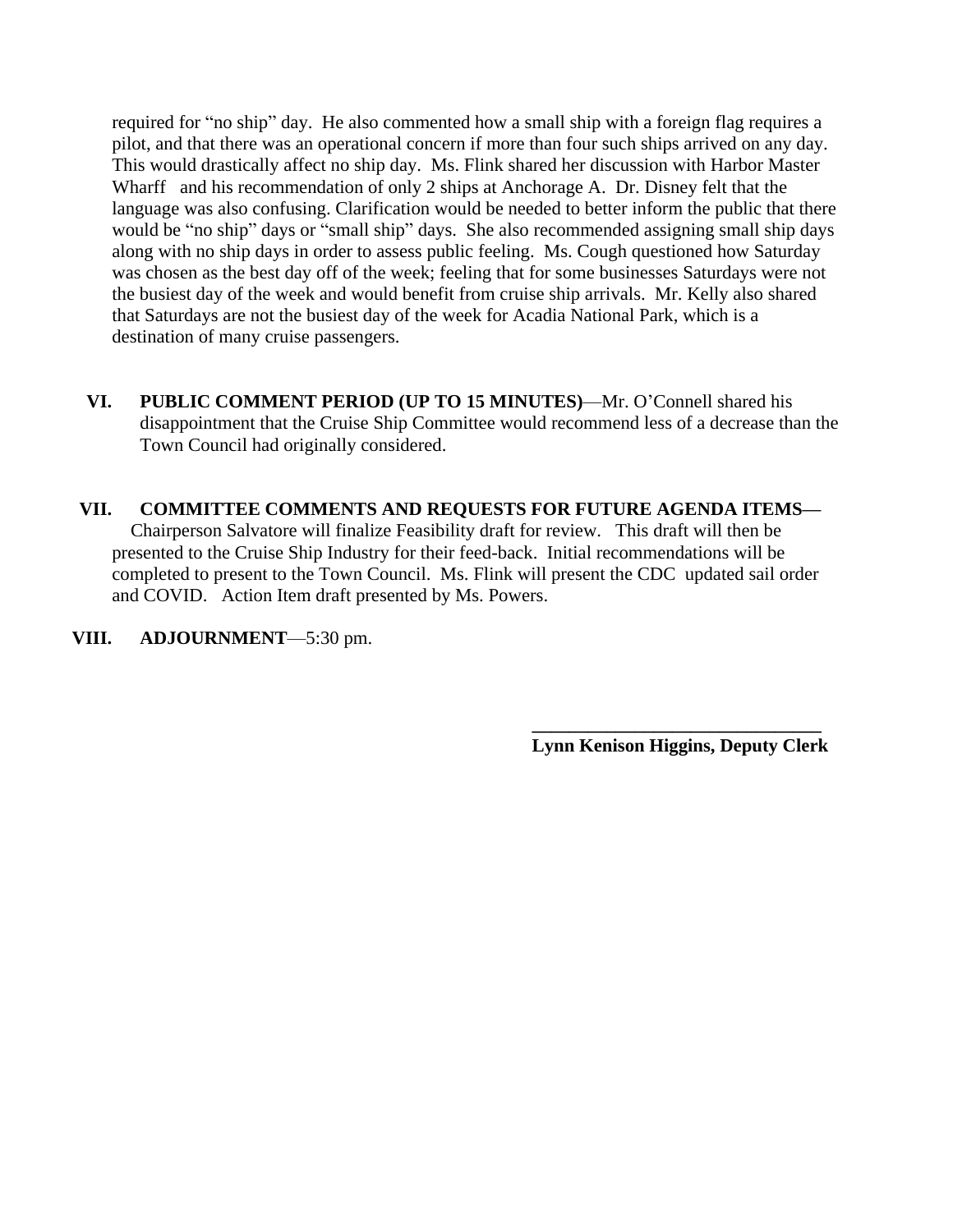required for "no ship" day. He also commented how a small ship with a foreign flag requires a pilot, and that there was an operational concern if more than four such ships arrived on any day. This would drastically affect no ship day. Ms. Flink shared her discussion with Harbor Master Wharff and his recommendation of only 2 ships at Anchorage A. Dr. Disney felt that the language was also confusing. Clarification would be needed to better inform the public that there would be "no ship" days or "small ship" days. She also recommended assigning small ship days along with no ship days in order to assess public feeling. Ms. Cough questioned how Saturday was chosen as the best day off of the week; feeling that for some businesses Saturdays were not the busiest day of the week and would benefit from cruise ship arrivals. Mr. Kelly also shared that Saturdays are not the busiest day of the week for Acadia National Park, which is a destination of many cruise passengers.

**VI. PUBLIC COMMENT PERIOD (UP TO 15 MINUTES)**—Mr. O'Connell shared his disappointment that the Cruise Ship Committee would recommend less of a decrease than the Town Council had originally considered.

**VII. COMMITTEE COMMENTS AND REQUESTS FOR FUTURE AGENDA ITEMS—** Chairperson Salvatore will finalize Feasibility draft for review. This draft will then be presented to the Cruise Ship Industry for their feed-back. Initial recommendations will be completed to present to the Town Council. Ms. Flink will present the CDC updated sail order and COVID. Action Item draft presented by Ms. Powers.

**VIII. ADJOURNMENT**—5:30 pm.

\_\_\_\_\_\_\_\_\_\_\_\_\_\_\_\_\_\_\_\_\_\_\_\_\_\_\_\_\_\_\_\_
**Lynn Kenison Higgins, Deputy Clerk**